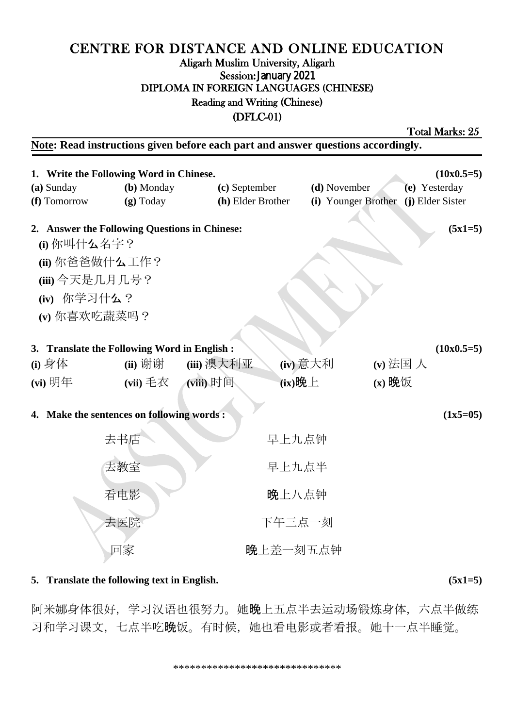# CENTRE FOR DISTANCE AND ONLINE EDUCATION

Aligarh Muslim University, Aligarh

Session: January 2021

DIPLOMA IN FOREIGN LANGUAGES (CHINESE)

Reading and Writing (Chinese)

(DFLC-01)

Total Marks: 25

**Note: Read instructions given before each part and answer questions accordingly.**

**1. Write the Following Word in Chinese.** **(10x0.5=5)**

| | | | | |
|---|---|---|---|---|
| **(a)** Sunday | **(b)** Monday | **(c)** September | **(d)** November | **(e)** Yesterday |
| **(f)** Tomorrow | **(g)** Today | **(h)** Elder Brother | **(i)** Younger Brother | **(j)** Elder Sister |

**2. Answer the Following Questions in Chinese:** **(5x1=5)**

**(i)** 你叫什么名字？

**(ii)** 你爸爸做什么工作？

**(iii)** 今天是几月几号？

**(iv)** 你学习什么？

**(v)** 你喜欢吃蔬菜吗？

**3. Translate the Following Word in English :** **(10x0.5=5)**

| | | | | |
|---|---|---|---|---|
| **(i)** 身体 | **(ii)** 谢谢 | **(iii)** 澳大利亚 | **(iv)** 意大利 | **(v)** 法国 人 |
| **(vi)** 明年 | **(vii)** 毛衣 | **(viii)** 时间 | **(ix)**晚上 | **(x)** 晚饭 |

**4. Make the sentences on following words :** **(1x5=05)**

| | |
|---|---|
| 去书店 | 早上九点钟 |
| 去教室 | 早上九点半 |
| 看电影 | 晚上八点钟 |
| 去医院 | 下午三点一刻 |
| 回家 | 晚上差一刻五点钟 |

**5. Translate the following text in English.** **(5x1=5)**

阿米娜身体很好，学习汉语也很努力。她晚上五点半去运动场锻炼身体，六点半做练习和学习课文，七点半吃晚饭。有时候，她也看电影或者看报。她十一点半睡觉。

******************************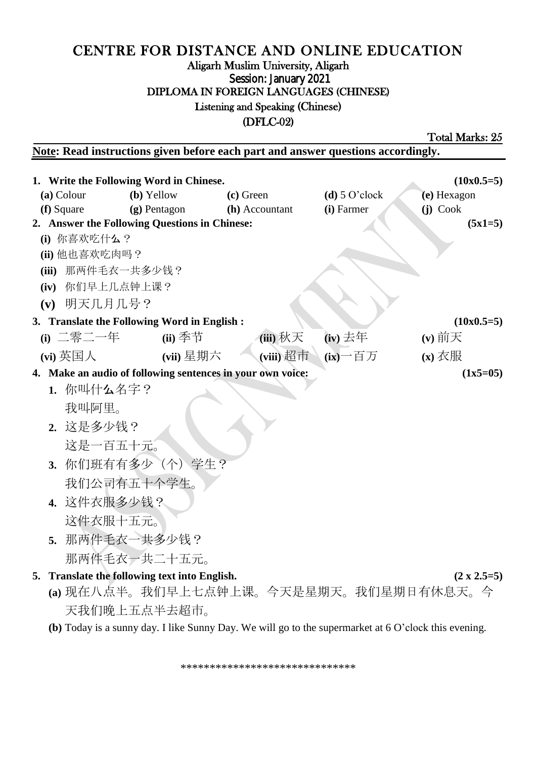# CENTRE FOR DISTANCE AND ONLINE EDUCATION

Aligarh Muslim University, Aligarh

Session: January 2021

DIPLOMA IN FOREIGN LANGUAGES (CHINESE)

Listening and Speaking (Chinese)

(DFLC-02)

Total Marks: 25

**Note: Read instructions given before each part and answer questions accordingly.**

**1. Write the Following Word in Chinese.** **(10x0.5=5)**

| | | | | |
|---|---|---|---|---|
| **(a)** Colour | **(b)** Yellow | **(c)** Green | **(d)** 5 O'clock | **(e)** Hexagon |
| **(f)** Square | **(g)** Pentagon | **(h)** Accountant | **(i)** Farmer | **(j)** Cook |

**2. Answer the Following Questions in Chinese:** **(5x1=5)**

**(i)** 你喜欢吃什么？

**(ii)** 他也喜欢吃肉吗？

**(iii)** 那两件毛衣一共多少钱？

**(iv)** 你们早上几点钟上课？

**(v)** 明天几月几号？

**3. Translate the Following Word in English :** **(10x0.5=5)**

| | | | | |
|---|---|---|---|---|
| **(i)** 二零二一年 | **(ii)** 季节 | **(iii)** 秋天 | **(iv)** 去年 | **(v)** 前天 |
| **(vi)** 英国人 | **(vii)** 星期六 | **(viii)** 超市 | **(ix)** 一百万 | **(x)** 衣服 |

**4. Make an audio of following sentences in your own voice:** **(1x5=05)**

1. 你叫什么名字？
   我叫阿里。
2. 这是多少钱？
   这是一百五十元。
3. 你们班有有多少（个）学生？
   我们公司有五十个学生。
4. 这件衣服多少钱？
   这件衣服十五元。
5. 那两件毛衣一共多少钱？
   那两件毛衣一共二十五元。

**5. Translate the following text into English.** **(2 x 2.5=5)**

**(a)** 现在八点半。我们早上七点钟上课。今天是星期天。我们星期日有休息天。今天我们晚上五点半去超市。

**(b)** Today is a sunny day. I like Sunny Day. We will go to the supermarket at 6 O'clock this evening.

*****************************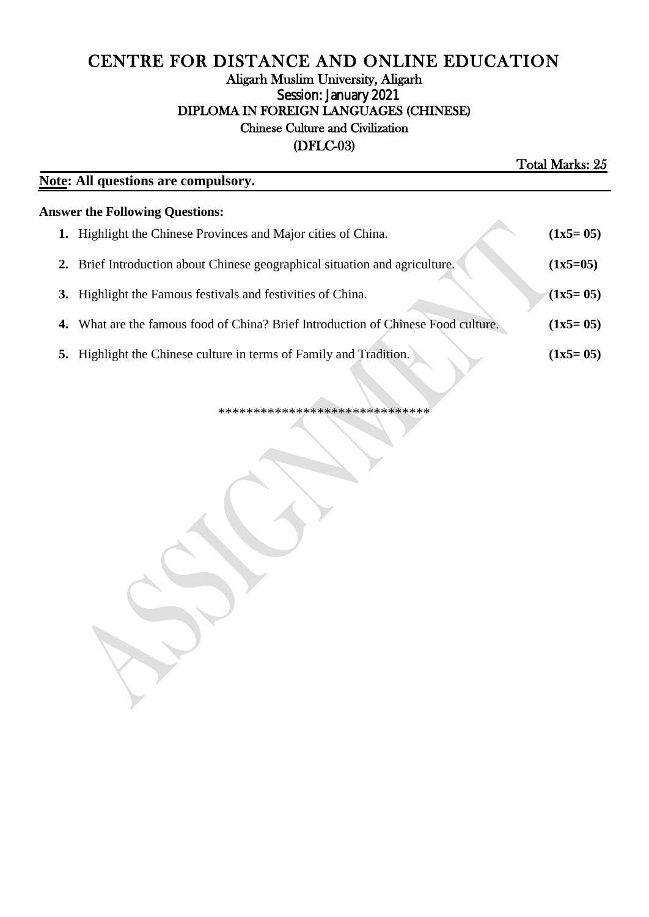# CENTRE FOR DISTANCE AND ONLINE EDUCATION

## Aligarh Muslim University, Aligarh

**Session: January 2021**

**DIPLOMA IN FOREIGN LANGUAGES (CHINESE)**

**Chinese Culture and Civilization**

**(DFLC-03)**

Total Marks: 25

**Note: All questions are compulsory.**

**Answer the Following Questions:**

1. Highlight the Chinese Provinces and Major cities of China. **(1x5= 05)**
2. Brief Introduction about Chinese geographical situation and agriculture. **(1x5=05)**
3. Highlight the Famous festivals and festivities of China. **(1x5= 05)**
4. What are the famous food of China? Brief Introduction of Chinese Food culture. **(1x5= 05)**
5. Highlight the Chinese culture in terms of Family and Tradition. **(1x5= 05)**

******************************